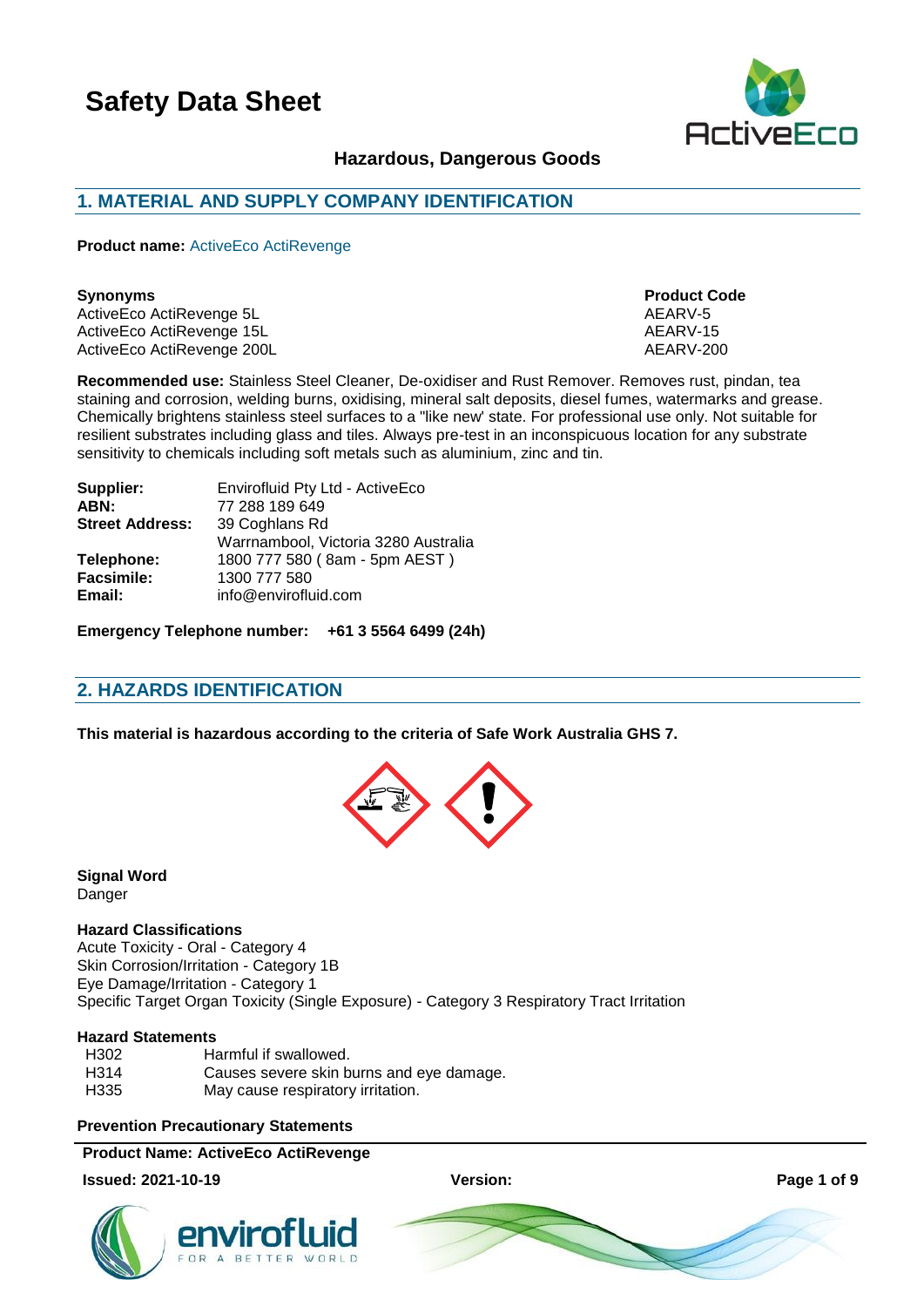# Safety Data Sheet

**Hazardous, Dangerous Goods**

## 1. MATERIAL AND SUPPLY COMPANY IDENTIFICATION

**Product name:** ActiveEco ActiRevenge

| Synonyms | Product Code |
|---|---|
| ActiveEco ActiRevenge 5L | AEARV-5 |
| ActiveEco ActiRevenge 15L | AEARV-15 |
| ActiveEco ActiRevenge 200L | AEARV-200 |

**Recommended use:** Stainless Steel Cleaner, De-oxidiser and Rust Remover. Removes rust, pindan, tea staining and corrosion, welding burns, oxidising, mineral salt deposits, diesel fumes, watermarks and grease. Chemically brightens stainless steel surfaces to a "like new' state. For professional use only. Not suitable for resilient substrates including glass and tiles. Always pre-test in an inconspicuous location for any substrate sensitivity to chemicals including soft metals such as aluminium, zinc and tin.

**Supplier:** Envirofluid Pty Ltd - ActiveEco
**ABN:** 77 288 189 649
**Street Address:** 39 Coghlans Rd
Warrnambool, Victoria 3280 Australia
**Telephone:** 1800 777 580 ( 8am - 5pm AEST )
**Facsimile:** 1300 777 580
**Email:** info@envirofluid.com

**Emergency Telephone number: +61 3 5564 6499 (24h)**

## 2. HAZARDS IDENTIFICATION

**This material is hazardous according to the criteria of Safe Work Australia GHS 7.**

**Signal Word**
Danger

**Hazard Classifications**
Acute Toxicity - Oral - Category 4
Skin Corrosion/Irritation - Category 1B
Eye Damage/Irritation - Category 1
Specific Target Organ Toxicity (Single Exposure) - Category 3 Respiratory Tract Irritation

**Hazard Statements**

| | |
|---|---|
| H302 | Harmful if swallowed. |
| H314 | Causes severe skin burns and eye damage. |
| H335 | May cause respiratory irritation. |

**Prevention Precautionary Statements**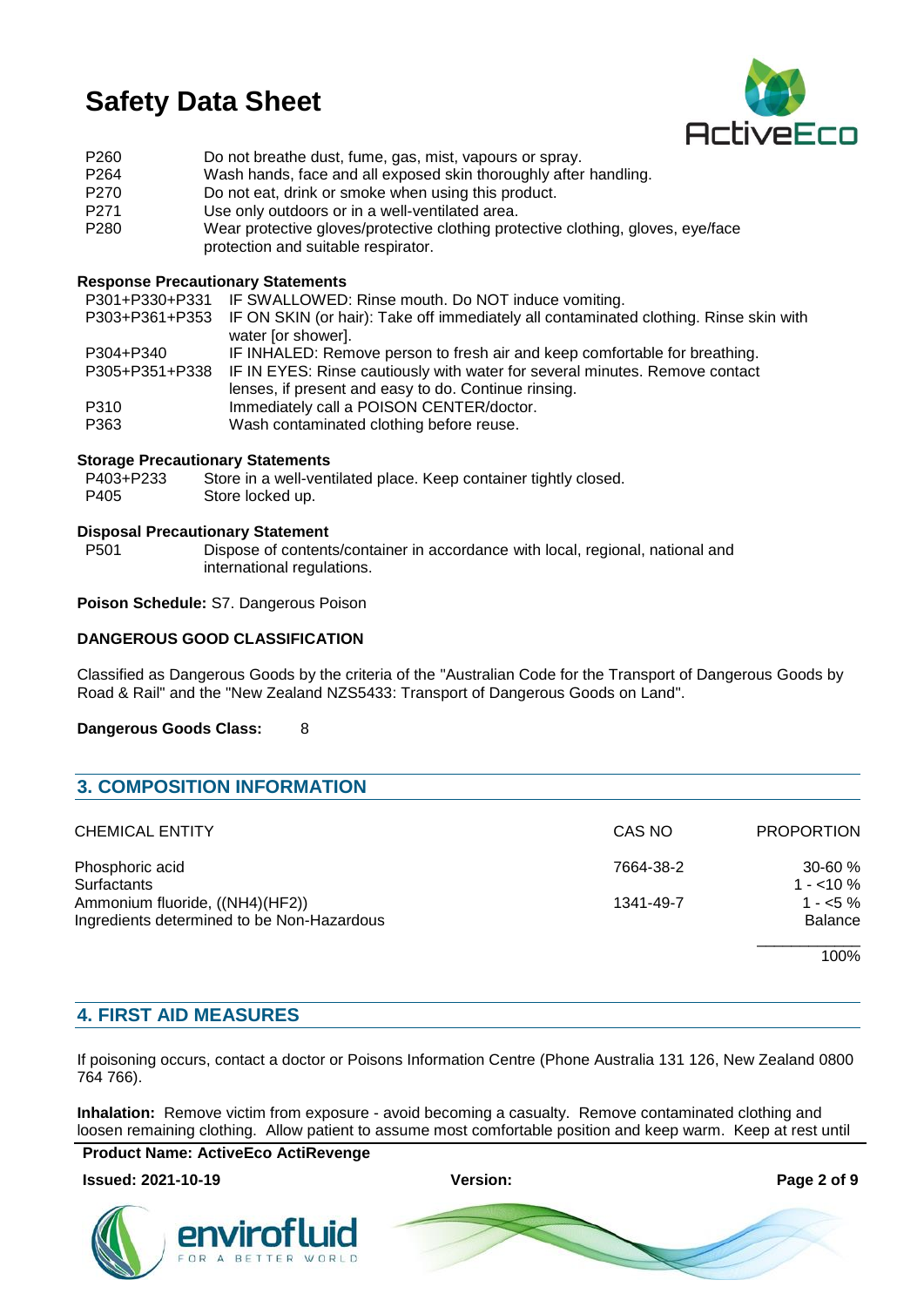| | |
|---|---|
| P260 | Do not breathe dust, fume, gas, mist, vapours or spray. |
| P264 | Wash hands, face and all exposed skin thoroughly after handling. |
| P270 | Do not eat, drink or smoke when using this product. |
| P271 | Use only outdoors or in a well-ventilated area. |
| P280 | Wear protective gloves/protective clothing protective clothing, gloves, eye/face protection and suitable respirator. |

**Response Precautionary Statements**

| | |
|---|---|
| P301+P330+P331 | IF SWALLOWED: Rinse mouth. Do NOT induce vomiting. |
| P303+P361+P353 | IF ON SKIN (or hair): Take off immediately all contaminated clothing. Rinse skin with water [or shower]. |
| P304+P340 | IF INHALED: Remove person to fresh air and keep comfortable for breathing. |
| P305+P351+P338 | IF IN EYES: Rinse cautiously with water for several minutes. Remove contact lenses, if present and easy to do. Continue rinsing. |
| P310 | Immediately call a POISON CENTER/doctor. |
| P363 | Wash contaminated clothing before reuse. |

**Storage Precautionary Statements**

| | |
|---|---|
| P403+P233 | Store in a well-ventilated place. Keep container tightly closed. |
| P405 | Store locked up. |

**Disposal Precautionary Statement**

| | |
|---|---|
| P501 | Dispose of contents/container in accordance with local, regional, national and international regulations. |

**Poison Schedule:** S7. Dangerous Poison

**DANGEROUS GOOD CLASSIFICATION**

Classified as Dangerous Goods by the criteria of the "Australian Code for the Transport of Dangerous Goods by Road & Rail" and the "New Zealand NZS5433: Transport of Dangerous Goods on Land".

**Dangerous Goods Class:** 8

## 3. COMPOSITION INFORMATION

| CHEMICAL ENTITY | CAS NO | PROPORTION |
|---|---|---|
| Phosphoric acid | 7664-38-2 | 30-60 % |
| Surfactants | | 1 - <10 % |
| Ammonium fluoride, ((NH4)(HF2)) | 1341-49-7 | 1 - <5 % |
| Ingredients determined to be Non-Hazardous | | Balance |
| | | 100% |

## 4. FIRST AID MEASURES

If poisoning occurs, contact a doctor or Poisons Information Centre (Phone Australia 131 126, New Zealand 0800 764 766).

**Inhalation:** Remove victim from exposure - avoid becoming a casualty. Remove contaminated clothing and loosen remaining clothing. Allow patient to assume most comfortable position and keep warm. Keep at rest until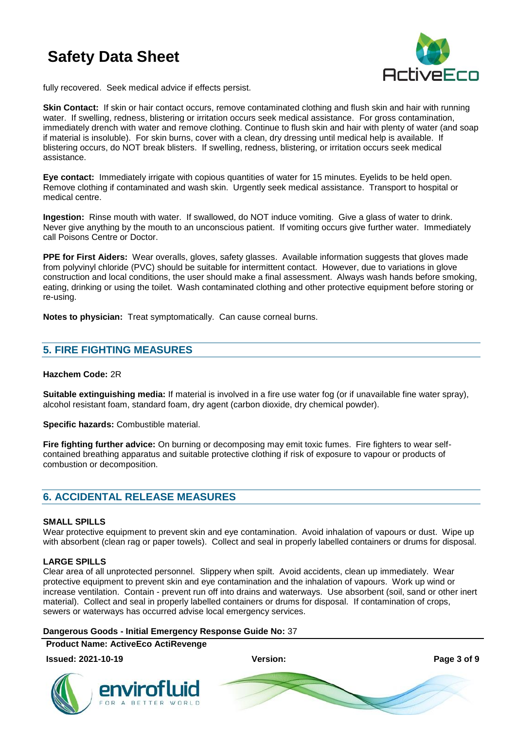fully recovered. Seek medical advice if effects persist.

**Skin Contact:** If skin or hair contact occurs, remove contaminated clothing and flush skin and hair with running water. If swelling, redness, blistering or irritation occurs seek medical assistance. For gross contamination, immediately drench with water and remove clothing. Continue to flush skin and hair with plenty of water (and soap if material is insoluble). For skin burns, cover with a clean, dry dressing until medical help is available. If blistering occurs, do NOT break blisters. If swelling, redness, blistering, or irritation occurs seek medical assistance.

**Eye contact:** Immediately irrigate with copious quantities of water for 15 minutes. Eyelids to be held open. Remove clothing if contaminated and wash skin. Urgently seek medical assistance. Transport to hospital or medical centre.

**Ingestion:** Rinse mouth with water. If swallowed, do NOT induce vomiting. Give a glass of water to drink. Never give anything by the mouth to an unconscious patient. If vomiting occurs give further water. Immediately call Poisons Centre or Doctor.

**PPE for First Aiders:** Wear overalls, gloves, safety glasses. Available information suggests that gloves made from polyvinyl chloride (PVC) should be suitable for intermittent contact. However, due to variations in glove construction and local conditions, the user should make a final assessment. Always wash hands before smoking, eating, drinking or using the toilet. Wash contaminated clothing and other protective equipment before storing or re-using.

**Notes to physician:** Treat symptomatically. Can cause corneal burns.

## 5. FIRE FIGHTING MEASURES

**Hazchem Code:** 2R

**Suitable extinguishing media:** If material is involved in a fire use water fog (or if unavailable fine water spray), alcohol resistant foam, standard foam, dry agent (carbon dioxide, dry chemical powder).

**Specific hazards:** Combustible material.

**Fire fighting further advice:** On burning or decomposing may emit toxic fumes. Fire fighters to wear self-contained breathing apparatus and suitable protective clothing if risk of exposure to vapour or products of combustion or decomposition.

## 6. ACCIDENTAL RELEASE MEASURES

### SMALL SPILLS

Wear protective equipment to prevent skin and eye contamination. Avoid inhalation of vapours or dust. Wipe up with absorbent (clean rag or paper towels). Collect and seal in properly labelled containers or drums for disposal.

### LARGE SPILLS

Clear area of all unprotected personnel. Slippery when spilt. Avoid accidents, clean up immediately. Wear protective equipment to prevent skin and eye contamination and the inhalation of vapours. Work up wind or increase ventilation. Contain - prevent run off into drains and waterways. Use absorbent (soil, sand or other inert material). Collect and seal in properly labelled containers or drums for disposal. If contamination of crops, sewers or waterways has occurred advise local emergency services.

**Dangerous Goods - Initial Emergency Response Guide No:** 37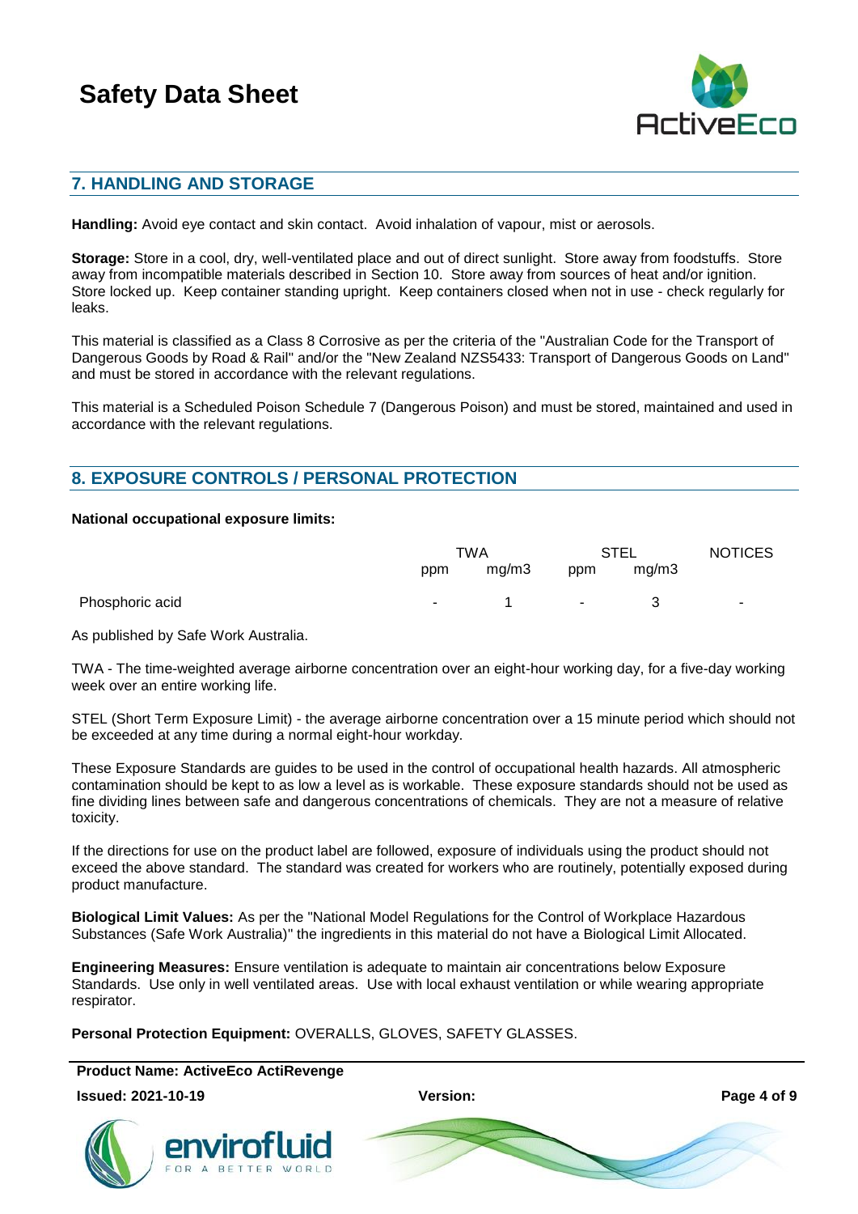## 7. HANDLING AND STORAGE

**Handling:** Avoid eye contact and skin contact. Avoid inhalation of vapour, mist or aerosols.

**Storage:** Store in a cool, dry, well-ventilated place and out of direct sunlight. Store away from foodstuffs. Store away from incompatible materials described in Section 10. Store away from sources of heat and/or ignition. Store locked up. Keep container standing upright. Keep containers closed when not in use - check regularly for leaks.

This material is classified as a Class 8 Corrosive as per the criteria of the "Australian Code for the Transport of Dangerous Goods by Road & Rail" and/or the "New Zealand NZS5433: Transport of Dangerous Goods on Land" and must be stored in accordance with the relevant regulations.

This material is a Scheduled Poison Schedule 7 (Dangerous Poison) and must be stored, maintained and used in accordance with the relevant regulations.

## 8. EXPOSURE CONTROLS / PERSONAL PROTECTION

**National occupational exposure limits:**

| | TWA | | STEL | | NOTICES |
|---|---|---|---|---|---|
| | ppm | mg/m3 | ppm | mg/m3 | |
| Phosphoric acid | - | 1 | - | 3 | - |

As published by Safe Work Australia.

TWA - The time-weighted average airborne concentration over an eight-hour working day, for a five-day working week over an entire working life.

STEL (Short Term Exposure Limit) - the average airborne concentration over a 15 minute period which should not be exceeded at any time during a normal eight-hour workday.

These Exposure Standards are guides to be used in the control of occupational health hazards. All atmospheric contamination should be kept to as low a level as is workable. These exposure standards should not be used as fine dividing lines between safe and dangerous concentrations of chemicals. They are not a measure of relative toxicity.

If the directions for use on the product label are followed, exposure of individuals using the product should not exceed the above standard. The standard was created for workers who are routinely, potentially exposed during product manufacture.

**Biological Limit Values:** As per the "National Model Regulations for the Control of Workplace Hazardous Substances (Safe Work Australia)" the ingredients in this material do not have a Biological Limit Allocated.

**Engineering Measures:** Ensure ventilation is adequate to maintain air concentrations below Exposure Standards. Use only in well ventilated areas. Use with local exhaust ventilation or while wearing appropriate respirator.

**Personal Protection Equipment:** OVERALLS, GLOVES, SAFETY GLASSES.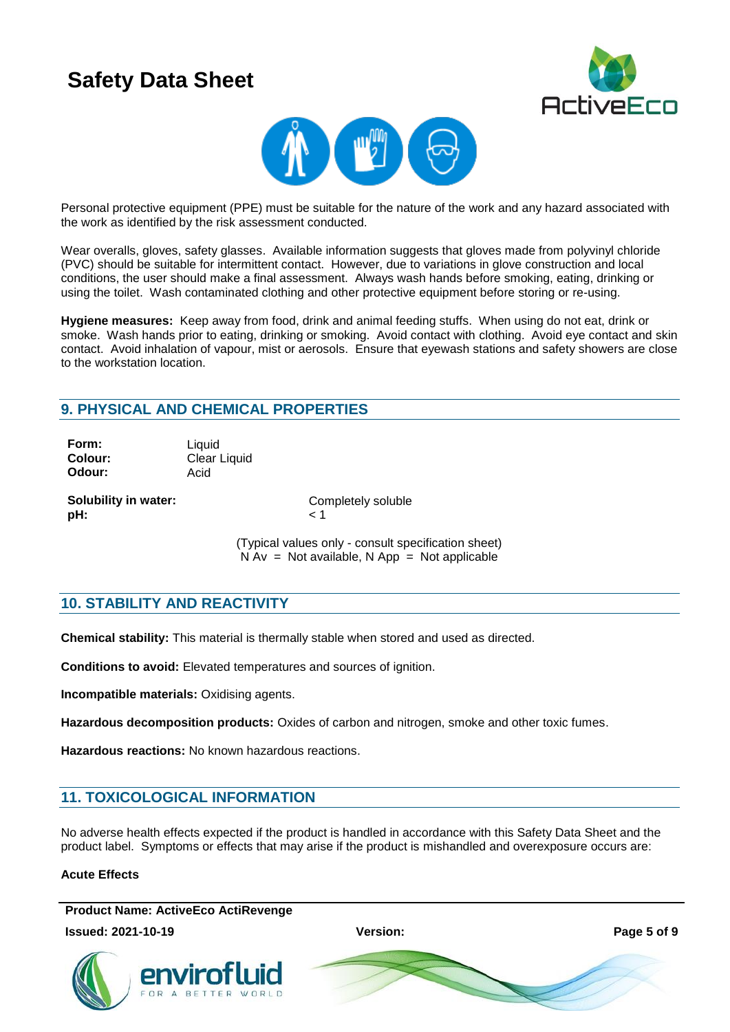Personal protective equipment (PPE) must be suitable for the nature of the work and any hazard associated with the work as identified by the risk assessment conducted.

Wear overalls, gloves, safety glasses. Available information suggests that gloves made from polyvinyl chloride (PVC) should be suitable for intermittent contact. However, due to variations in glove construction and local conditions, the user should make a final assessment. Always wash hands before smoking, eating, drinking or using the toilet. Wash contaminated clothing and other protective equipment before storing or re-using.

**Hygiene measures:** Keep away from food, drink and animal feeding stuffs. When using do not eat, drink or smoke. Wash hands prior to eating, drinking or smoking. Avoid contact with clothing. Avoid eye contact and skin contact. Avoid inhalation of vapour, mist or aerosols. Ensure that eyewash stations and safety showers are close to the workstation location.

## 9. PHYSICAL AND CHEMICAL PROPERTIES

| | |
|---|---|
| **Form:** | Liquid |
| **Colour:** | Clear Liquid |
| **Odour:** | Acid |
| **Solubility in water:** | Completely soluble |
| **pH:** | < 1 |

(Typical values only - consult specification sheet)
N Av = Not available, N App = Not applicable

## 10. STABILITY AND REACTIVITY

**Chemical stability:** This material is thermally stable when stored and used as directed.

**Conditions to avoid:** Elevated temperatures and sources of ignition.

**Incompatible materials:** Oxidising agents.

**Hazardous decomposition products:** Oxides of carbon and nitrogen, smoke and other toxic fumes.

**Hazardous reactions:** No known hazardous reactions.

## 11. TOXICOLOGICAL INFORMATION

No adverse health effects expected if the product is handled in accordance with this Safety Data Sheet and the product label. Symptoms or effects that may arise if the product is mishandled and overexposure occurs are:

**Acute Effects**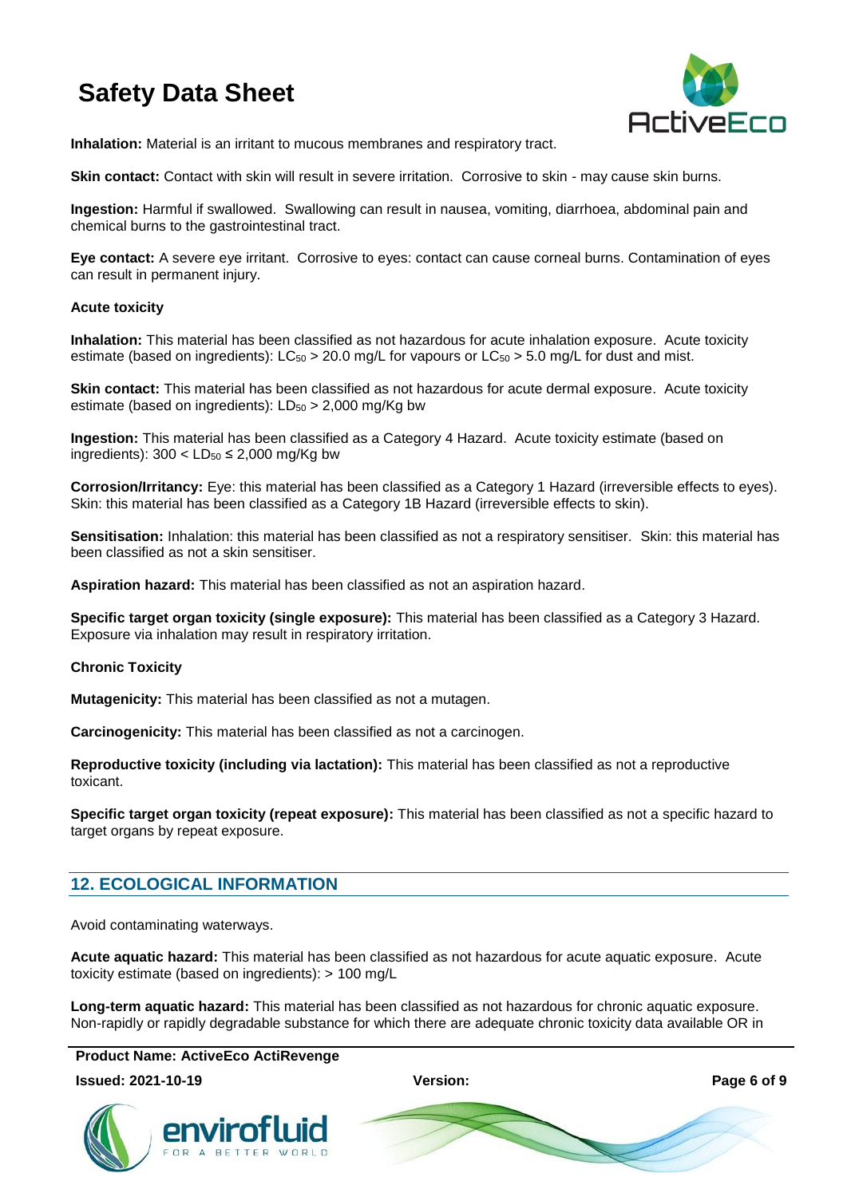**Inhalation:** Material is an irritant to mucous membranes and respiratory tract.

**Skin contact:** Contact with skin will result in severe irritation. Corrosive to skin - may cause skin burns.

**Ingestion:** Harmful if swallowed. Swallowing can result in nausea, vomiting, diarrhoea, abdominal pain and chemical burns to the gastrointestinal tract.

**Eye contact:** A severe eye irritant. Corrosive to eyes: contact can cause corneal burns. Contamination of eyes can result in permanent injury.

**Acute toxicity**

**Inhalation:** This material has been classified as not hazardous for acute inhalation exposure. Acute toxicity estimate (based on ingredients): $LC_{50}$ > 20.0 mg/L for vapours or $LC_{50}$ > 5.0 mg/L for dust and mist.

**Skin contact:** This material has been classified as not hazardous for acute dermal exposure. Acute toxicity estimate (based on ingredients): $LD_{50}$ > 2,000 mg/Kg bw

**Ingestion:** This material has been classified as a Category 4 Hazard. Acute toxicity estimate (based on ingredients): $300 < LD_{50} \leq 2{,}000$ mg/Kg bw

**Corrosion/Irritancy:** Eye: this material has been classified as a Category 1 Hazard (irreversible effects to eyes). Skin: this material has been classified as a Category 1B Hazard (irreversible effects to skin).

**Sensitisation:** Inhalation: this material has been classified as not a respiratory sensitiser. Skin: this material has been classified as not a skin sensitiser.

**Aspiration hazard:** This material has been classified as not an aspiration hazard.

**Specific target organ toxicity (single exposure):** This material has been classified as a Category 3 Hazard. Exposure via inhalation may result in respiratory irritation.

**Chronic Toxicity**

**Mutagenicity:** This material has been classified as not a mutagen.

**Carcinogenicity:** This material has been classified as not a carcinogen.

**Reproductive toxicity (including via lactation):** This material has been classified as not a reproductive toxicant.

**Specific target organ toxicity (repeat exposure):** This material has been classified as not a specific hazard to target organs by repeat exposure.

## 12. ECOLOGICAL INFORMATION

Avoid contaminating waterways.

**Acute aquatic hazard:** This material has been classified as not hazardous for acute aquatic exposure. Acute toxicity estimate (based on ingredients): > 100 mg/L

**Long-term aquatic hazard:** This material has been classified as not hazardous for chronic aquatic exposure. Non-rapidly or rapidly degradable substance for which there are adequate chronic toxicity data available OR in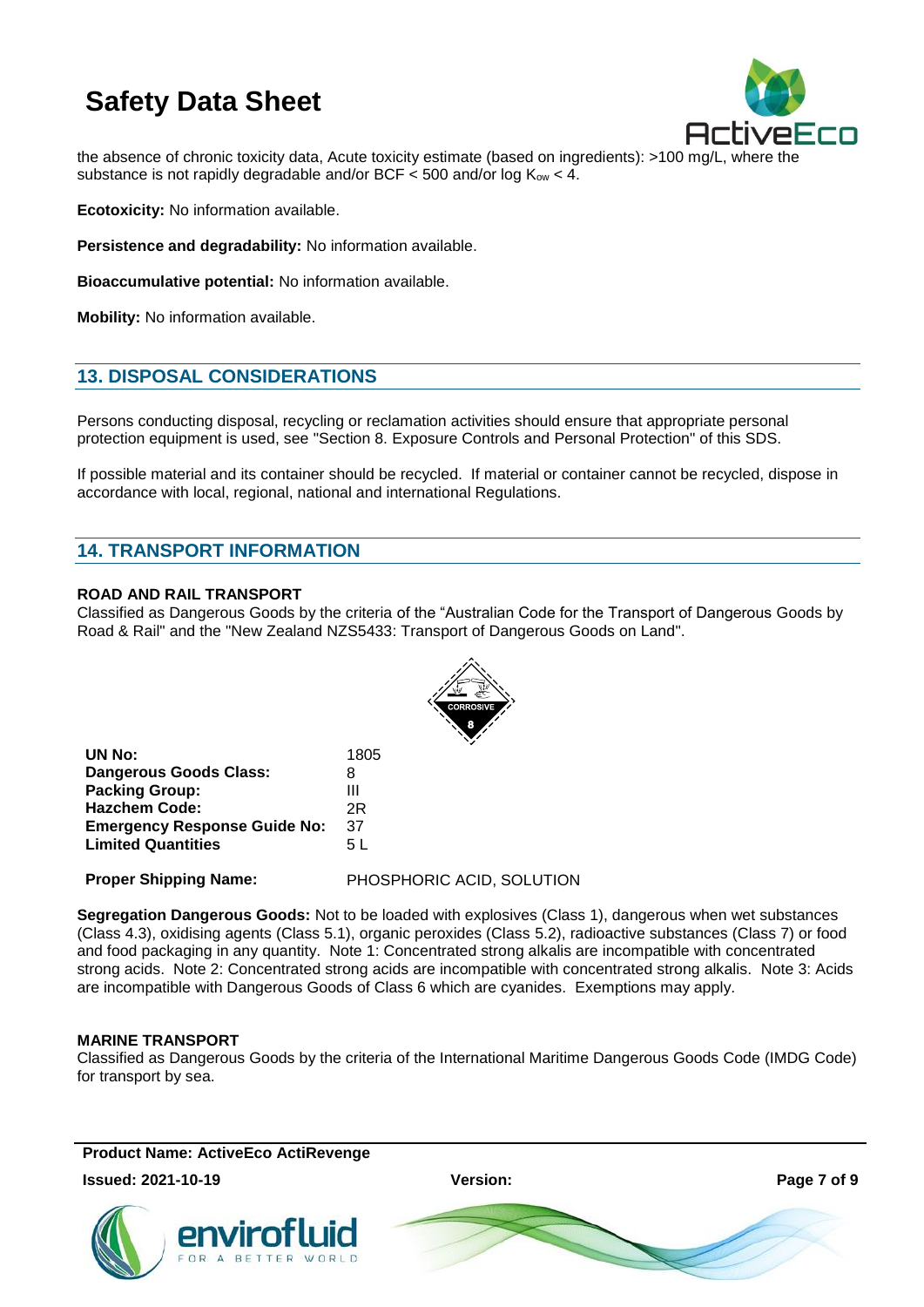the absence of chronic toxicity data, Acute toxicity estimate (based on ingredients): >100 mg/L, where the substance is not rapidly degradable and/or BCF < 500 and/or log $K_{ow}$ < 4.

**Ecotoxicity:** No information available.

**Persistence and degradability:** No information available.

**Bioaccumulative potential:** No information available.

**Mobility:** No information available.

## 13. DISPOSAL CONSIDERATIONS

Persons conducting disposal, recycling or reclamation activities should ensure that appropriate personal protection equipment is used, see "Section 8. Exposure Controls and Personal Protection" of this SDS.

If possible material and its container should be recycled. If material or container cannot be recycled, dispose in accordance with local, regional, national and international Regulations.

## 14. TRANSPORT INFORMATION

**ROAD AND RAIL TRANSPORT**

Classified as Dangerous Goods by the criteria of the "Australian Code for the Transport of Dangerous Goods by Road & Rail" and the "New Zealand NZS5433: Transport of Dangerous Goods on Land".

| | |
|---|---|
| **UN No:** | 1805 |
| **Dangerous Goods Class:** | 8 |
| **Packing Group:** | III |
| **Hazchem Code:** | 2R |
| **Emergency Response Guide No:** | 37 |
| **Limited Quantities** | 5 L |

**Proper Shipping Name:** PHOSPHORIC ACID, SOLUTION

**Segregation Dangerous Goods:** Not to be loaded with explosives (Class 1), dangerous when wet substances (Class 4.3), oxidising agents (Class 5.1), organic peroxides (Class 5.2), radioactive substances (Class 7) or food and food packaging in any quantity. Note 1: Concentrated strong alkalis are incompatible with concentrated strong acids. Note 2: Concentrated strong acids are incompatible with concentrated strong alkalis. Note 3: Acids are incompatible with Dangerous Goods of Class 6 which are cyanides. Exemptions may apply.

**MARINE TRANSPORT**

Classified as Dangerous Goods by the criteria of the International Maritime Dangerous Goods Code (IMDG Code) for transport by sea.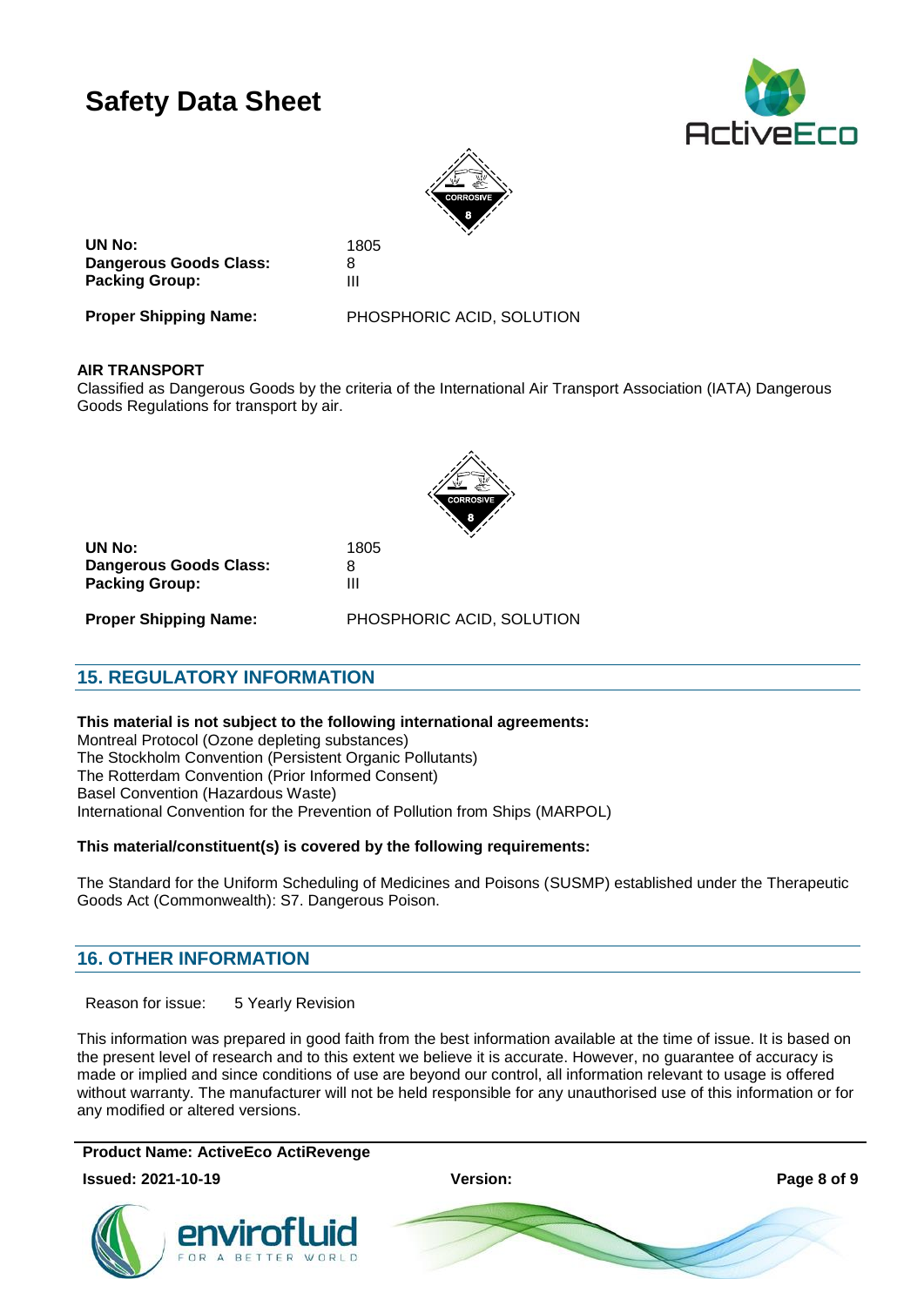| | |
|---|---|
| **UN No:** | 1805 |
| **Dangerous Goods Class:** | 8 |
| **Packing Group:** | III |
| **Proper Shipping Name:** | PHOSPHORIC ACID, SOLUTION |

**AIR TRANSPORT**

Classified as Dangerous Goods by the criteria of the International Air Transport Association (IATA) Dangerous Goods Regulations for transport by air.

| | |
|---|---|
| **UN No:** | 1805 |
| **Dangerous Goods Class:** | 8 |
| **Packing Group:** | III |
| **Proper Shipping Name:** | PHOSPHORIC ACID, SOLUTION |

## 15. REGULATORY INFORMATION

**This material is not subject to the following international agreements:**

Montreal Protocol (Ozone depleting substances)
The Stockholm Convention (Persistent Organic Pollutants)
The Rotterdam Convention (Prior Informed Consent)
Basel Convention (Hazardous Waste)
International Convention for the Prevention of Pollution from Ships (MARPOL)

**This material/constituent(s) is covered by the following requirements:**

The Standard for the Uniform Scheduling of Medicines and Poisons (SUSMP) established under the Therapeutic Goods Act (Commonwealth): S7. Dangerous Poison.

## 16. OTHER INFORMATION

Reason for issue: 5 Yearly Revision

This information was prepared in good faith from the best information available at the time of issue. It is based on the present level of research and to this extent we believe it is accurate. However, no guarantee of accuracy is made or implied and since conditions of use are beyond our control, all information relevant to usage is offered without warranty. The manufacturer will not be held responsible for any unauthorised use of this information or for any modified or altered versions.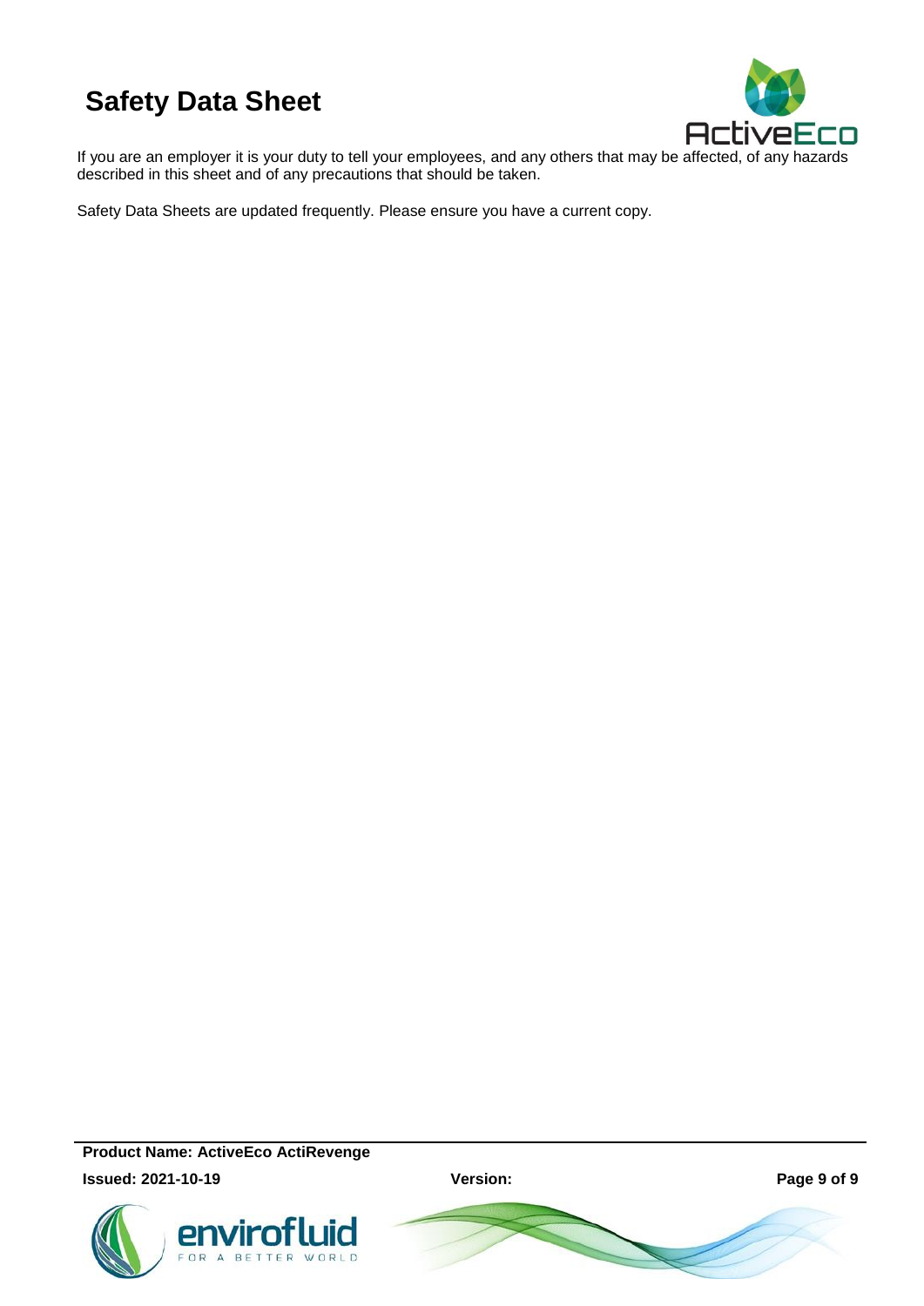If you are an employer it is your duty to tell your employees, and any others that may be affected, of any hazards described in this sheet and of any precautions that should be taken.

Safety Data Sheets are updated frequently. Please ensure you have a current copy.